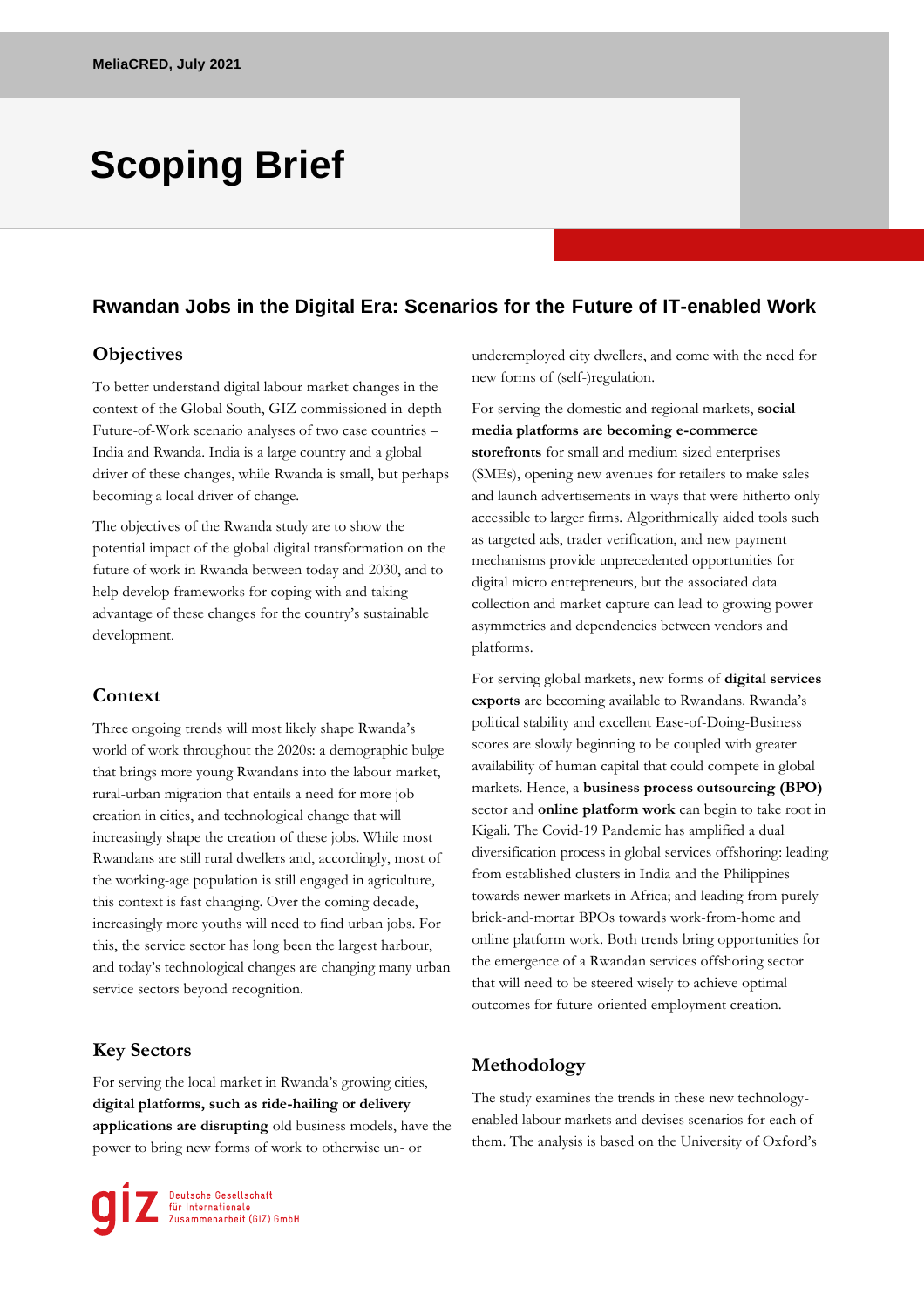MeliaCRED, July 2021

# Scoping Brief

## Rwandan Jobs in the Digital Era: Scenarios for the Future of IT-enabled Work

### Objectives

To better understand digital labour market changes in the context of the Global South, GIZ commissioned in-depth Future-of-Work scenario analyses of two case countries – India and Rwanda. India is a large country and a global driver of these changes, while Rwanda is small, but perhaps becoming a local driver of change.

The objectives of the Rwanda study are to show the potential impact of the global digital transformation on the future of work in Rwanda between today and 2030, and to help develop frameworks for coping with and taking advantage of these changes for the country's sustainable development.

### Context

Three ongoing trends will most likely shape Rwanda's world of work throughout the 2020s: a demographic bulge that brings more young Rwandans into the labour market, rural-urban migration that entails a need for more job creation in cities, and technological change that will increasingly shape the creation of these jobs. While most Rwandans are still rural dwellers and, accordingly, most of the working-age population is still engaged in agriculture, this context is fast changing. Over the coming decade, increasingly more youths will need to find urban jobs. For this, the service sector has long been the largest harbour, and today's technological changes are changing many urban service sectors beyond recognition.

### Key Sectors

For serving the local market in Rwanda's growing cities, **digital platforms, such as ride-hailing or delivery applications are disrupting** old business models, have the power to bring new forms of work to otherwise un- or underemployed city dwellers, and come with the need for new forms of (self-)regulation.

For serving the domestic and regional markets, **social media platforms are becoming e-commerce storefronts** for small and medium sized enterprises (SMEs), opening new avenues for retailers to make sales and launch advertisements in ways that were hitherto only accessible to larger firms. Algorithmically aided tools such as targeted ads, trader verification, and new payment mechanisms provide unprecedented opportunities for digital micro entrepreneurs, but the associated data collection and market capture can lead to growing power asymmetries and dependencies between vendors and platforms.

For serving global markets, new forms of **digital services exports** are becoming available to Rwandans. Rwanda's political stability and excellent Ease-of-Doing-Business scores are slowly beginning to be coupled with greater availability of human capital that could compete in global markets. Hence, a **business process outsourcing (BPO)** sector and **online platform work** can begin to take root in Kigali. The Covid-19 Pandemic has amplified a dual diversification process in global services offshoring: leading from established clusters in India and the Philippines towards newer markets in Africa; and leading from purely brick-and-mortar BPOs towards work-from-home and online platform work. Both trends bring opportunities for the emergence of a Rwandan services offshoring sector that will need to be steered wisely to achieve optimal outcomes for future-oriented employment creation.

### Methodology

The study examines the trends in these new technology-enabled labour markets and devises scenarios for each of them. The analysis is based on the University of Oxford's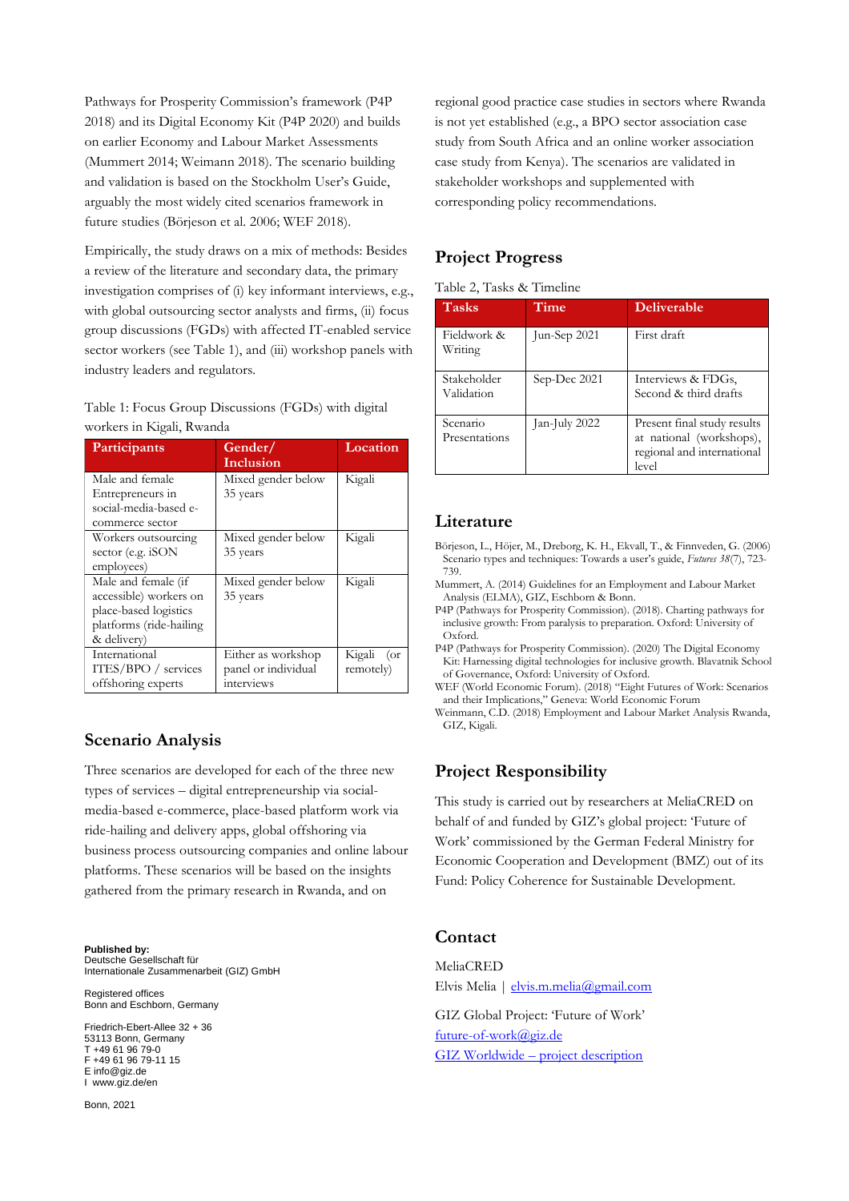Pathways for Prosperity Commission's framework (P4P 2018) and its Digital Economy Kit (P4P 2020) and builds on earlier Economy and Labour Market Assessments (Mummert 2014; Weimann 2018). The scenario building and validation is based on the Stockholm User's Guide, arguably the most widely cited scenarios framework in future studies (Börjeson et al. 2006; WEF 2018).

Empirically, the study draws on a mix of methods: Besides a review of the literature and secondary data, the primary investigation comprises of (i) key informant interviews, e.g., with global outsourcing sector analysts and firms, (ii) focus group discussions (FGDs) with affected IT-enabled service sector workers (see Table 1), and (iii) workshop panels with industry leaders and regulators.

Table 1: Focus Group Discussions (FGDs) with digital workers in Kigali, Rwanda

| Participants | Gender/ Inclusion | Location |
|---|---|---|
| Male and female Entrepreneurs in social-media-based e-commerce sector | Mixed gender below 35 years | Kigali |
| Workers outsourcing sector (e.g. iSON employees) | Mixed gender below 35 years | Kigali |
| Male and female (if accessible) workers on place-based logistics platforms (ride-hailing & delivery) | Mixed gender below 35 years | Kigali |
| International ITES/BPO / services offshoring experts | Either as workshop panel or individual interviews | Kigali (or remotely) |

## Scenario Analysis

Three scenarios are developed for each of the three new types of services – digital entrepreneurship via social-media-based e-commerce, place-based platform work via ride-hailing and delivery apps, global offshoring via business process outsourcing companies and online labour platforms. These scenarios will be based on the insights gathered from the primary research in Rwanda, and on regional good practice case studies in sectors where Rwanda is not yet established (e.g., a BPO sector association case study from South Africa and an online worker association case study from Kenya). The scenarios are validated in stakeholder workshops and supplemented with corresponding policy recommendations.

## Project Progress

Table 2, Tasks & Timeline

| Tasks | Time | Deliverable |
|---|---|---|
| Fieldwork & Writing | Jun-Sep 2021 | First draft |
| Stakeholder Validation | Sep-Dec 2021 | Interviews & FDGs, Second & third drafts |
| Scenario Presentations | Jan-July 2022 | Present final study results at national (workshops), regional and international level |

## Literature

Börjeson, L., Höjer, M., Dreborg, K. H., Ekvall, T., & Finnveden, G. (2006) Scenario types and techniques: Towards a user's guide, *Futures 38*(7), 723-739.

Mummert, A. (2014) Guidelines for an Employment and Labour Market Analysis (ELMA), GIZ, Eschborn & Bonn.

P4P (Pathways for Prosperity Commission). (2018). Charting pathways for inclusive growth: From paralysis to preparation. Oxford: University of Oxford.

P4P (Pathways for Prosperity Commission). (2020) The Digital Economy Kit: Harnessing digital technologies for inclusive growth. Blavatnik School of Governance, Oxford: University of Oxford.

WEF (World Economic Forum). (2018) "Eight Futures of Work: Scenarios and their Implications," Geneva: World Economic Forum

Weinmann, C.D. (2018) Employment and Labour Market Analysis Rwanda, GIZ, Kigali.

## Project Responsibility

This study is carried out by researchers at MeliaCRED on behalf of and funded by GIZ's global project: 'Future of Work' commissioned by the German Federal Ministry for Economic Cooperation and Development (BMZ) out of its Fund: Policy Coherence for Sustainable Development.

## Contact

MeliaCRED
Elvis Melia | elvis.m.melia@gmail.com

GIZ Global Project: 'Future of Work'
future-of-work@giz.de
GIZ Worldwide – project description

**Published by:**
Deutsche Gesellschaft für Internationale Zusammenarbeit (GIZ) GmbH

Registered offices
Bonn and Eschborn, Germany

Friedrich-Ebert-Allee 32 + 36
53113 Bonn, Germany
T +49 61 96 79-0
F +49 61 96 79-11 15
E info@giz.de
I www.giz.de/en

Bonn, 2021